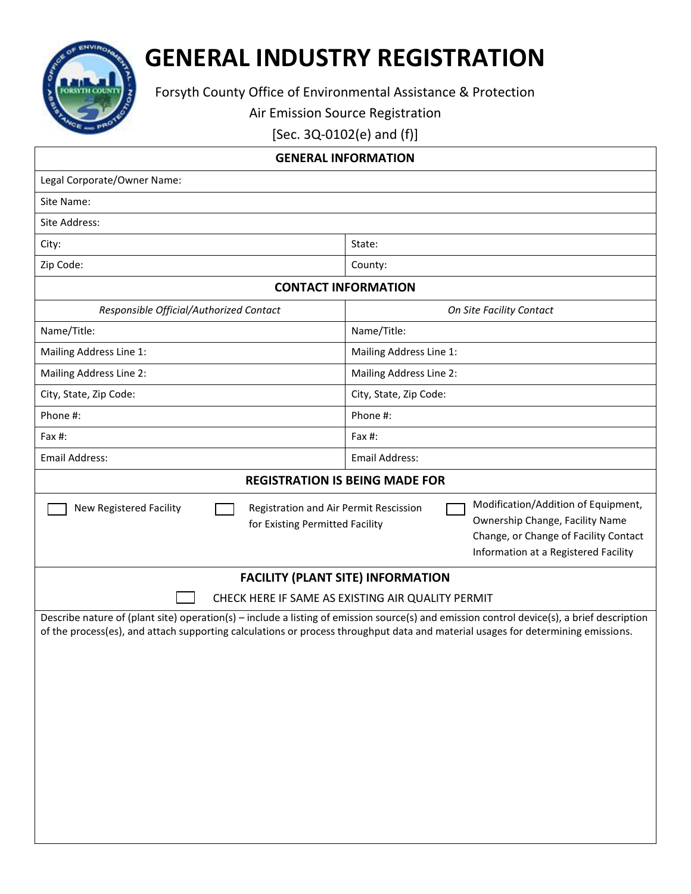# GENERAL INDUSTRY REGISTRATION

Forsyth County Office of Environmental Assistance & Protection

Air Emission Source Registration

[Sec. 3Q-0102(e) and (f)]

## GENERAL INFORMATION

| | |
|---|---|
| Legal Corporate/Owner Name: | |
| Site Name: | |
| Site Address: | |
| City: | State: |
| Zip Code: | County: |

## CONTACT INFORMATION

| *Responsible Official/Authorized Contact* | *On Site Facility Contact* |
|---|---|
| Name/Title: | Name/Title: |
| Mailing Address Line 1: | Mailing Address Line 1: |
| Mailing Address Line 2: | Mailing Address Line 2: |
| City, State, Zip Code: | City, State, Zip Code: |
| Phone #: | Phone #: |
| Fax #: | Fax #: |
| Email Address: | Email Address: |

## REGISTRATION IS BEING MADE FOR

- ☐ New Registered Facility
- ☐ Registration and Air Permit Rescission for Existing Permitted Facility
- ☐ Modification/Addition of Equipment, Ownership Change, Facility Name Change, or Change of Facility Contact Information at a Registered Facility

## FACILITY (PLANT SITE) INFORMATION

☐ CHECK HERE IF SAME AS EXISTING AIR QUALITY PERMIT

Describe nature of (plant site) operation(s) – include a listing of emission source(s) and emission control device(s), a brief description of the process(es), and attach supporting calculations or process throughput data and material usages for determining emissions.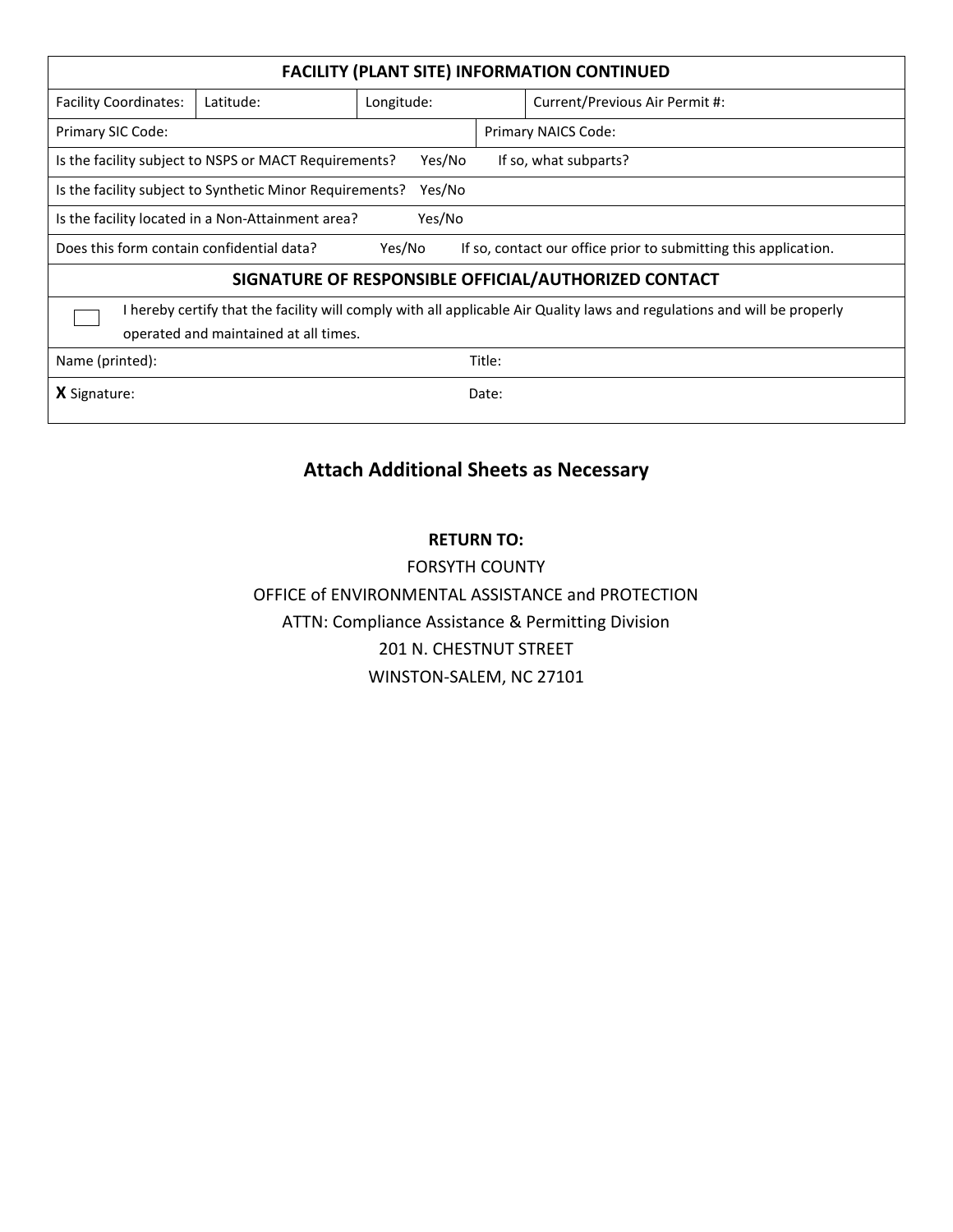| FACILITY (PLANT SITE) INFORMATION CONTINUED | | | |
|---|---|---|---|
| Facility Coordinates: | Latitude: | Longitude: | Current/Previous Air Permit #: |
| Primary SIC Code: | | | Primary NAICS Code: |
| Is the facility subject to NSPS or MACT Requirements? Yes/No If so, what subparts? | | | |
| Is the facility subject to Synthetic Minor Requirements? Yes/No | | | |
| Is the facility located in a Non-Attainment area? Yes/No | | | |
| Does this form contain confidential data? Yes/No If so, contact our office prior to submitting this application. | | | |

| SIGNATURE OF RESPONSIBLE OFFICIAL/AUTHORIZED CONTACT | |
|---|---|
| ☐ I hereby certify that the facility will comply with all applicable Air Quality laws and regulations and will be properly operated and maintained at all times. | |
| Name (printed): | Title: |
| **X** Signature: | Date: |

## Attach Additional Sheets as Necessary

**RETURN TO:**

FORSYTH COUNTY

OFFICE of ENVIRONMENTAL ASSISTANCE and PROTECTION

ATTN: Compliance Assistance & Permitting Division

201 N. CHESTNUT STREET

WINSTON-SALEM, NC 27101